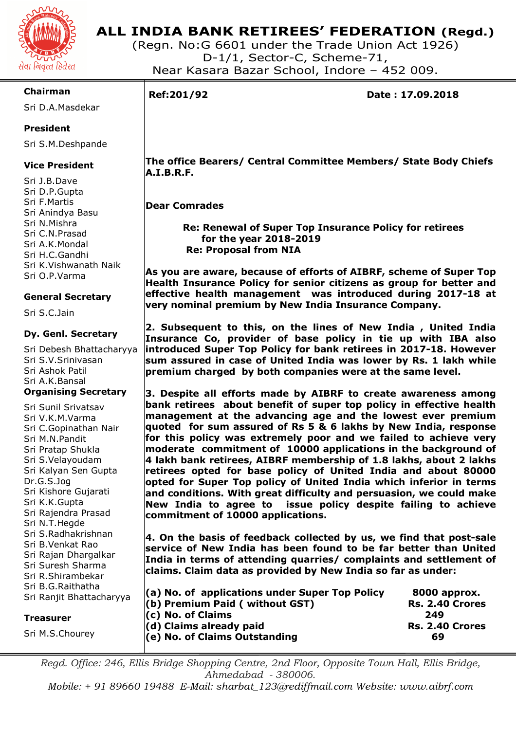# ALL INDIA BANK RETIREES' FEDERATION (Regd.)

(Regn. No:G 6601 under the Trade Union Act 1926)
D-1/1, Sector-C, Scheme-71,
Near Kasara Bazar School, Indore – 452 009.

सेवा निवृत्त हितरत

**Chairman**
Sri D.A.Masdekar

**President**
Sri S.M.Deshpande

**Vice President**
Sri J.B.Dave
Sri D.P.Gupta
Sri F.Martis
Sri Anindya Basu
Sri N.Mishra
Sri C.N.Prasad
Sri A.K.Mondal
Sri H.C.Gandhi
Sri K.Vishwanath Naik
Sri O.P.Varma

**General Secretary**
Sri S.C.Jain

**Dy. Genl. Secretary**
Sri Debesh Bhattacharyya
Sri S.V.Srinivasan
Sri Ashok Patil
Sri A.K.Bansal

**Organising Secretary**
Sri Sunil Srivatsav
Sri V.K.M.Varma
Sri C.Gopinathan Nair
Sri M.N.Pandit
Sri Pratap Shukla
Sri S.Velayoudam
Sri Kalyan Sen Gupta
Dr.G.S.Jog
Sri Kishore Gujarati
Sri K.K.Gupta
Sri Rajendra Prasad
Sri N.T.Hegde
Sri S.Radhakrishnan
Sri B.Venkat Rao
Sri Rajan Dhargalkar
Sri Suresh Sharma
Sri R.Shirambekar
Sri B.G.Raithatha
Sri Ranjit Bhattacharyya

**Treasurer**
Sri M.S.Chourey

**Ref:201/92** **Date : 17.09.2018**

**The office Bearers/ Central Committee Members/ State Body Chiefs A.I.B.R.F.**

**Dear Comrades**

**Re: Renewal of Super Top Insurance Policy for retirees for the year 2018-2019**
**Re: Proposal from NIA**

**As you are aware, because of efforts of AIBRF, scheme of Super Top Health Insurance Policy for senior citizens as group for better and effective health management was introduced during 2017-18 at very nominal premium by New India Insurance Company.**

**2. Subsequent to this, on the lines of New India , United India Insurance Co, provider of base policy in tie up with IBA also introduced Super Top Policy for bank retirees in 2017-18. However sum assured in case of United India was lower by Rs. 1 lakh while premium charged by both companies were at the same level.**

**3. Despite all efforts made by AIBRF to create awareness among bank retirees about benefit of super top policy in effective health management at the advancing age and the lowest ever premium quoted for sum assured of Rs 5 & 6 lakhs by New India, response for this policy was extremely poor and we failed to achieve very moderate commitment of 10000 applications in the background of 4 lakh bank retirees, AIBRF membership of 1.8 lakhs, about 2 lakhs retirees opted for base policy of United India and about 80000 opted for Super Top policy of United India which inferior in terms and conditions. With great difficulty and persuasion, we could make New India to agree to issue policy despite failing to achieve commitment of 10000 applications.**

**4. On the basis of feedback collected by us, we find that post-sale service of New India has been found to be far better than United India in terms of attending quarries/ complaints and settlement of claims. Claim data as provided by New India so far as under:**

| | |
|---|---|
| **(a) No. of applications under Super Top Policy** | **8000 approx.** |
| **(b) Premium Paid ( without GST)** | **Rs. 2.40 Crores** |
| **(c) No. of Claims** | **249** |
| **(d) Claims already paid** | **Rs. 2.40 Crores** |
| **(e) No. of Claims Outstanding** | **69** |

*Regd. Office: 246, Ellis Bridge Shopping Centre, 2nd Floor, Opposite Town Hall, Ellis Bridge, Ahmedabad - 380006.*
*Mobile: + 91 89660 19488 E-Mail: sharbat_123@rediffmail.com Website: www.aibrf.com*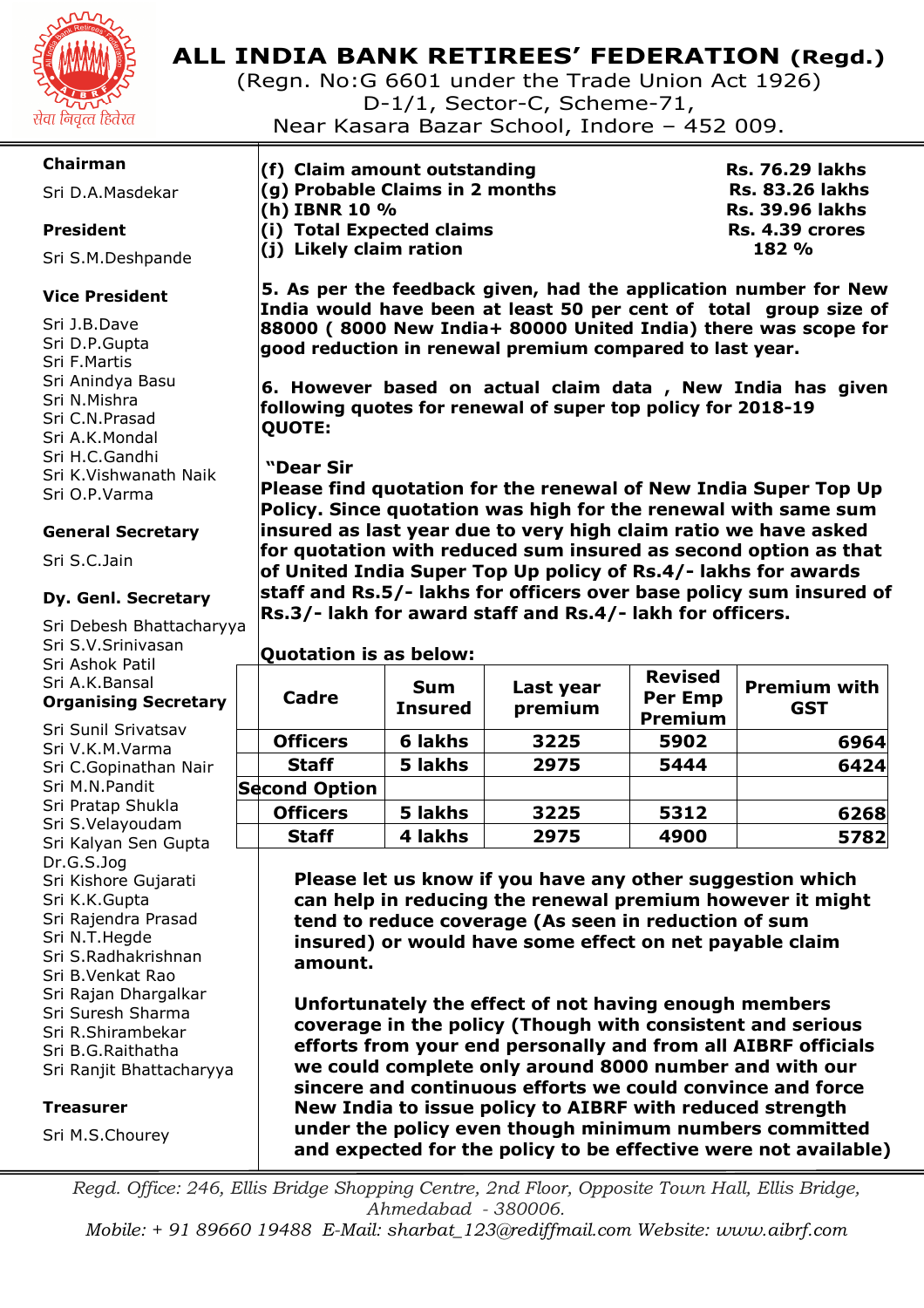# ALL INDIA BANK RETIREES' FEDERATION (Regd.)

(Regn. No:G 6601 under the Trade Union Act 1926)
D-1/1, Sector-C, Scheme-71,
Near Kasara Bazar School, Indore – 452 009.

**Chairman**
Sri D.A.Masdekar

**President**
Sri S.M.Deshpande

**Vice President**
Sri J.B.Dave
Sri D.P.Gupta
Sri F.Martis
Sri Anindya Basu
Sri N.Mishra
Sri C.N.Prasad
Sri A.K.Mondal
Sri H.C.Gandhi
Sri K.Vishwanath Naik
Sri O.P.Varma

**General Secretary**
Sri S.C.Jain

**Dy. Genl. Secretary**
Sri Debesh Bhattacharyya
Sri S.V.Srinivasan
Sri Ashok Patil
Sri A.K.Bansal

**Organising Secretary**
Sri Sunil Srivatsav
Sri V.K.M.Varma
Sri C.Gopinathan Nair
Sri M.N.Pandit
Sri Pratap Shukla
Sri S.Velayoudam
Sri Kalyan Sen Gupta
Dr.G.S.Jog
Sri Kishore Gujarati
Sri K.K.Gupta
Sri Rajendra Prasad
Sri N.T.Hegde
Sri S.Radhakrishnan
Sri B.Venkat Rao
Sri Rajan Dhargalkar
Sri Suresh Sharma
Sri R.Shirambekar
Sri B.G.Raithatha
Sri Ranjit Bhattacharyya

**Treasurer**
Sri M.S.Chourey

---

**(f) Claim amount outstanding — Rs. 76.29 lakhs**
**(g) Probable Claims in 2 months — Rs. 83.26 lakhs**
**(h) IBNR 10 % — Rs. 39.96 lakhs**
**(i) Total Expected claims — Rs. 4.39 crores**
**(j) Likely claim ration — 182 %**

**5. As per the feedback given, had the application number for New India would have been at least 50 per cent of total group size of 88000 ( 8000 New India+ 80000 United India) there was scope for good reduction in renewal premium compared to last year.**

**6. However based on actual claim data , New India has given following quotes for renewal of super top policy for 2018-19 QUOTE:**

**"Dear Sir**
**Please find quotation for the renewal of New India Super Top Up Policy. Since quotation was high for the renewal with same sum insured as last year due to very high claim ratio we have asked for quotation with reduced sum insured as second option as that of United India Super Top Up policy of Rs.4/- lakhs for awards staff and Rs.5/- lakhs for officers over base policy sum insured of Rs.3/- lakh for award staff and Rs.4/- lakh for officers.**

**Quotation is as below:**

| Cadre | Sum Insured | Last year premium | Revised Per Emp Premium | Premium with GST |
|---|---|---|---|---|
| Officers | 6 lakhs | 3225 | 5902 | 6964 |
| Staff | 5 lakhs | 2975 | 5444 | 6424 |
| Second Option | | | | |
| Officers | 5 lakhs | 3225 | 5312 | 6268 |
| Staff | 4 lakhs | 2975 | 4900 | 5782 |

**Please let us know if you have any other suggestion which can help in reducing the renewal premium however it might tend to reduce coverage (As seen in reduction of sum insured) or would have some effect on net payable claim amount.**

**Unfortunately the effect of not having enough members coverage in the policy (Though with consistent and serious efforts from your end personally and from all AIBRF officials we could complete only around 8000 number and with our sincere and continuous efforts we could convince and force New India to issue policy to AIBRF with reduced strength under the policy even though minimum numbers committed and expected for the policy to be effective were not available)**

*Regd. Office: 246, Ellis Bridge Shopping Centre, 2nd Floor, Opposite Town Hall, Ellis Bridge, Ahmedabad - 380006.*
*Mobile: + 91 89660 19488 E-Mail: sharbat_123@rediffmail.com Website: www.aibrf.com*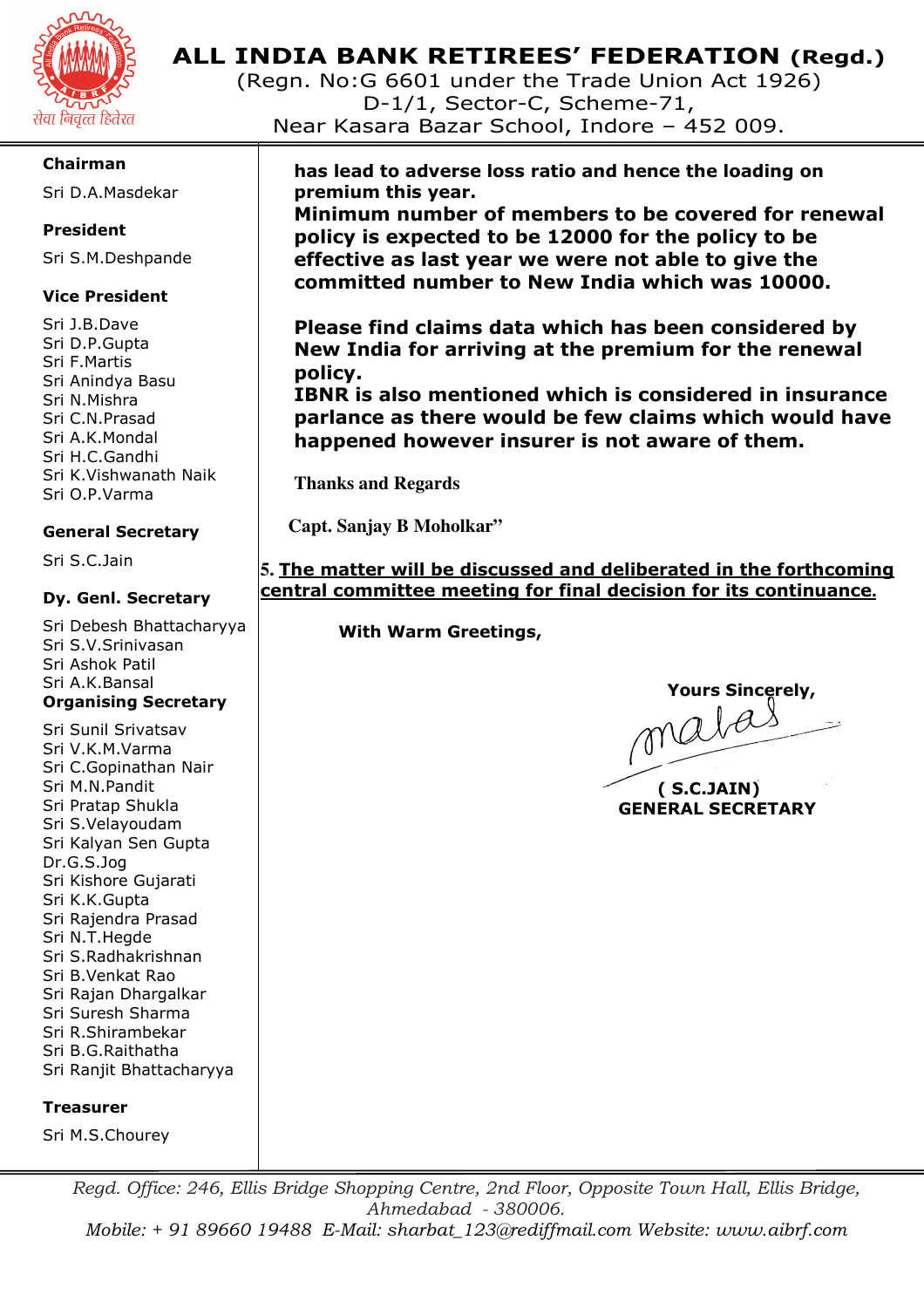# ALL INDIA BANK RETIREES' FEDERATION (Regd.)

(Regn. No:G 6601 under the Trade Union Act 1926)
D-1/1, Sector-C, Scheme-71,
Near Kasara Bazar School, Indore – 452 009.

**Chairman**

Sri D.A.Masdekar

**President**

Sri S.M.Deshpande

**Vice President**

Sri J.B.Dave
Sri D.P.Gupta
Sri F.Martis
Sri Anindya Basu
Sri N.Mishra
Sri C.N.Prasad
Sri A.K.Mondal
Sri H.C.Gandhi
Sri K.Vishwanath Naik
Sri O.P.Varma

**General Secretary**

Sri S.C.Jain

**Dy. Genl. Secretary**

Sri Debesh Bhattacharyya
Sri S.V.Srinivasan
Sri Ashok Patil
Sri A.K.Bansal

**Organising Secretary**

Sri Sunil Srivatsav
Sri V.K.M.Varma
Sri C.Gopinathan Nair
Sri M.N.Pandit
Sri Pratap Shukla
Sri S.Velayoudam
Sri Kalyan Sen Gupta
Dr.G.S.Jog
Sri Kishore Gujarati
Sri K.K.Gupta
Sri Rajendra Prasad
Sri N.T.Hegde
Sri S.Radhakrishnan
Sri B.Venkat Rao
Sri Rajan Dhargalkar
Sri Suresh Sharma
Sri R.Shirambekar
Sri B.G.Raithatha
Sri Ranjit Bhattacharyya

**Treasurer**

Sri M.S.Chourey

**has lead to adverse loss ratio and hence the loading on premium this year.**
**Minimum number of members to be covered for renewal policy is expected to be 12000 for the policy to be effective as last year we were not able to give the committed number to New India which was 10000.**

**Please find claims data which has been considered by New India for arriving at the premium for the renewal policy.**
**IBNR is also mentioned which is considered in insurance parlance as there would be few claims which would have happened however insurer is not aware of them.**

**Thanks and Regards**

**Capt. Sanjay B Moholkar"**

5. **The matter will be discussed and deliberated in the forthcoming central committee meeting for final decision for its continuance.**

**With Warm Greetings,**

**Yours Sincerely,**

**( S.C.JAIN)**
**GENERAL SECRETARY**

*Regd. Office: 246, Ellis Bridge Shopping Centre, 2nd Floor, Opposite Town Hall, Ellis Bridge, Ahmedabad - 380006.*
*Mobile: + 91 89660 19488 E-Mail: sharbat_123@rediffmail.com Website: www.aibrf.com*